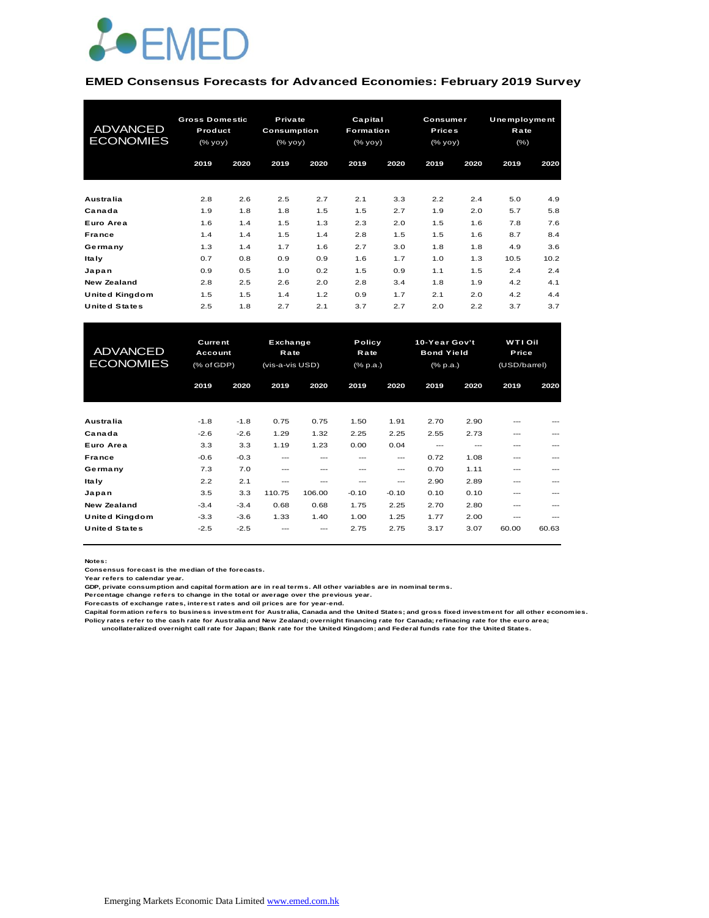EMED

## EMED Consensus Forecasts for Advanced Economies: February 2019 Survey

| ADVANCED ECONOMIES | Gross Domestic Product (% yoy) | | Private Consumption (% yoy) | | Capital Formation (% yoy) | | Consumer Prices (% yoy) | | Unemployment Rate (%) | |
|---|---|---|---|---|---|---|---|---|---|---|
| | 2019 | 2020 | 2019 | 2020 | 2019 | 2020 | 2019 | 2020 | 2019 | 2020 |
| Australia | 2.8 | 2.6 | 2.5 | 2.7 | 2.1 | 3.3 | 2.2 | 2.4 | 5.0 | 4.9 |
| Canada | 1.9 | 1.8 | 1.8 | 1.5 | 1.5 | 2.7 | 1.9 | 2.0 | 5.7 | 5.8 |
| Euro Area | 1.6 | 1.4 | 1.5 | 1.3 | 2.3 | 2.0 | 1.5 | 1.6 | 7.8 | 7.6 |
| France | 1.4 | 1.4 | 1.5 | 1.4 | 2.8 | 1.5 | 1.5 | 1.6 | 8.7 | 8.4 |
| Germany | 1.3 | 1.4 | 1.7 | 1.6 | 2.7 | 3.0 | 1.8 | 1.8 | 4.9 | 3.6 |
| Italy | 0.7 | 0.8 | 0.9 | 0.9 | 1.6 | 1.7 | 1.0 | 1.3 | 10.5 | 10.2 |
| Japan | 0.9 | 0.5 | 1.0 | 0.2 | 1.5 | 0.9 | 1.1 | 1.5 | 2.4 | 2.4 |
| New Zealand | 2.8 | 2.5 | 2.6 | 2.0 | 2.8 | 3.4 | 1.8 | 1.9 | 4.2 | 4.1 |
| United Kingdom | 1.5 | 1.5 | 1.4 | 1.2 | 0.9 | 1.7 | 2.1 | 2.0 | 4.2 | 4.4 |
| United States | 2.5 | 1.8 | 2.7 | 2.1 | 3.7 | 2.7 | 2.0 | 2.2 | 3.7 | 3.7 |

| ADVANCED ECONOMIES | Current Account (% of GDP) | | Exchange Rate (vis-a-vis USD) | | Policy Rate (% p.a.) | | 10-Year Gov't Bond Yield (% p.a.) | | WTI Oil Price (USD/barrel) | |
|---|---|---|---|---|---|---|---|---|---|---|
| | 2019 | 2020 | 2019 | 2020 | 2019 | 2020 | 2019 | 2020 | 2019 | 2020 |
| Australia | -1.8 | -1.8 | 0.75 | 0.75 | 1.50 | 1.91 | 2.70 | 2.90 | --- | --- |
| Canada | -2.6 | -2.6 | 1.29 | 1.32 | 2.25 | 2.25 | 2.55 | 2.73 | --- | --- |
| Euro Area | 3.3 | 3.3 | 1.19 | 1.23 | 0.00 | 0.04 | --- | --- | --- | --- |
| France | -0.6 | -0.3 | --- | --- | --- | --- | 0.72 | 1.08 | --- | --- |
| Germany | 7.3 | 7.0 | --- | --- | --- | --- | 0.70 | 1.11 | --- | --- |
| Italy | 2.2 | 2.1 | --- | --- | --- | --- | 2.90 | 2.89 | --- | --- |
| Japan | 3.5 | 3.3 | 110.75 | 106.00 | -0.10 | -0.10 | 0.10 | 0.10 | --- | --- |
| New Zealand | -3.4 | -3.4 | 0.68 | 0.68 | 1.75 | 2.25 | 2.70 | 2.80 | --- | --- |
| United Kingdom | -3.3 | -3.6 | 1.33 | 1.40 | 1.00 | 1.25 | 1.77 | 2.00 | --- | --- |
| United States | -2.5 | -2.5 | --- | --- | 2.75 | 2.75 | 3.17 | 3.07 | 60.00 | 60.63 |

**Notes:**
Consensus forecast is the median of the forecasts.
Year refers to calendar year.
GDP, private consumption and capital formation are in real terms. All other variables are in nominal terms.
Percentage change refers to change in the total or average over the previous year.
Forecasts of exchange rates, interest rates and oil prices are for year-end.
Capital formation refers to business investment for Australia, Canada and the United States; and gross fixed investment for all other economies.
Policy rates refer to the cash rate for Australia and New Zealand; overnight financing rate for Canada; refinacing rate for the euro area;
uncollateralized overnight call rate for Japan; Bank rate for the United Kingdom; and Federal funds rate for the United States.

Emerging Markets Economic Data Limited www.emed.com.hk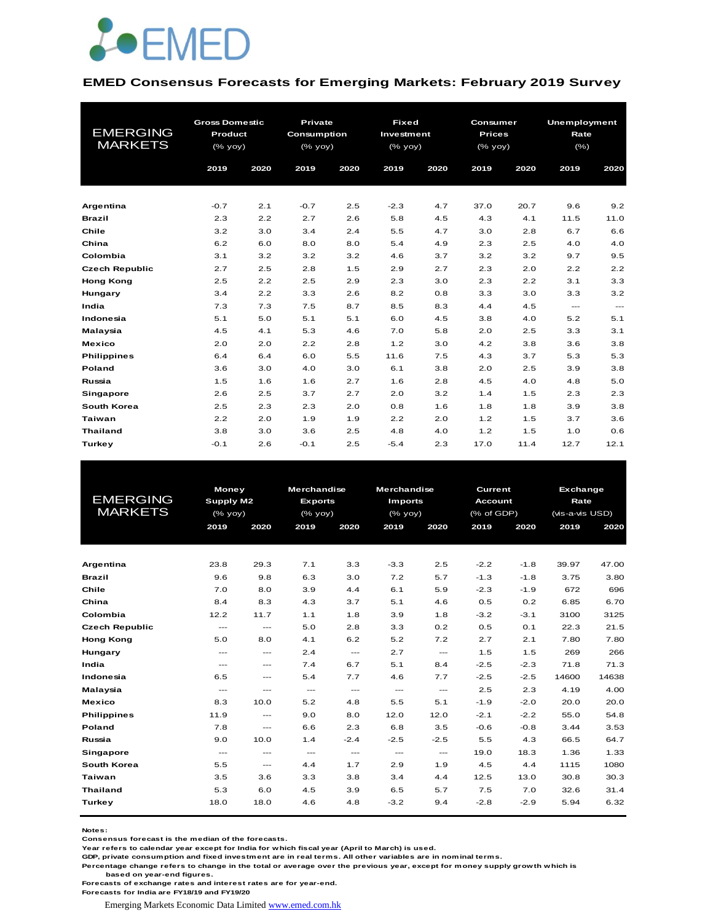EMED

## EMED Consensus Forecasts for Emerging Markets: February 2019 Survey

| EMERGING MARKETS | Gross Domestic Product (% yoy) | | Private Consumption (% yoy) | | Fixed Investment (% yoy) | | Consumer Prices (% yoy) | | Unemployment Rate (%) | |
|---|---|---|---|---|---|---|---|---|---|---|
| | 2019 | 2020 | 2019 | 2020 | 2019 | 2020 | 2019 | 2020 | 2019 | 2020 |
| Argentina | -0.7 | 2.1 | -0.7 | 2.5 | -2.3 | 4.7 | 37.0 | 20.7 | 9.6 | 9.2 |
| Brazil | 2.3 | 2.2 | 2.7 | 2.6 | 5.8 | 4.5 | 4.3 | 4.1 | 11.5 | 11.0 |
| Chile | 3.2 | 3.0 | 3.4 | 2.4 | 5.5 | 4.7 | 3.0 | 2.8 | 6.7 | 6.6 |
| China | 6.2 | 6.0 | 8.0 | 8.0 | 5.4 | 4.9 | 2.3 | 2.5 | 4.0 | 4.0 |
| Colombia | 3.1 | 3.2 | 3.2 | 3.2 | 4.6 | 3.7 | 3.2 | 3.2 | 9.7 | 9.5 |
| Czech Republic | 2.7 | 2.5 | 2.8 | 1.5 | 2.9 | 2.7 | 2.3 | 2.0 | 2.2 | 2.2 |
| Hong Kong | 2.5 | 2.2 | 2.5 | 2.9 | 2.3 | 3.0 | 2.3 | 2.2 | 3.1 | 3.3 |
| Hungary | 3.4 | 2.2 | 3.3 | 2.6 | 8.2 | 0.8 | 3.3 | 3.0 | 3.3 | 3.2 |
| India | 7.3 | 7.3 | 7.5 | 8.7 | 8.5 | 8.3 | 4.4 | 4.5 | --- | --- |
| Indonesia | 5.1 | 5.0 | 5.1 | 5.1 | 6.0 | 4.5 | 3.8 | 4.0 | 5.2 | 5.1 |
| Malaysia | 4.5 | 4.1 | 5.3 | 4.6 | 7.0 | 5.8 | 2.0 | 2.5 | 3.3 | 3.1 |
| Mexico | 2.0 | 2.0 | 2.2 | 2.8 | 1.2 | 3.0 | 4.2 | 3.8 | 3.6 | 3.8 |
| Philippines | 6.4 | 6.4 | 6.0 | 5.5 | 11.6 | 7.5 | 4.3 | 3.7 | 5.3 | 5.3 |
| Poland | 3.6 | 3.0 | 4.0 | 3.0 | 6.1 | 3.8 | 2.0 | 2.5 | 3.9 | 3.8 |
| Russia | 1.5 | 1.6 | 1.6 | 2.7 | 1.6 | 2.8 | 4.5 | 4.0 | 4.8 | 5.0 |
| Singapore | 2.6 | 2.5 | 3.7 | 2.7 | 2.0 | 3.2 | 1.4 | 1.5 | 2.3 | 2.3 |
| South Korea | 2.5 | 2.3 | 2.3 | 2.0 | 0.8 | 1.6 | 1.8 | 1.8 | 3.9 | 3.8 |
| Taiwan | 2.2 | 2.0 | 1.9 | 1.9 | 2.2 | 2.0 | 1.2 | 1.5 | 3.7 | 3.6 |
| Thailand | 3.8 | 3.0 | 3.6 | 2.5 | 4.8 | 4.0 | 1.2 | 1.5 | 1.0 | 0.6 |
| Turkey | -0.1 | 2.6 | -0.1 | 2.5 | -5.4 | 2.3 | 17.0 | 11.4 | 12.7 | 12.1 |

| EMERGING MARKETS | Money Supply M2 (% yoy) | | Merchandise Exports (% yoy) | | Merchandise Imports (% yoy) | | Current Account (% of GDP) | | Exchange Rate (vis-a-vis USD) | |
|---|---|---|---|---|---|---|---|---|---|---|
| | 2019 | 2020 | 2019 | 2020 | 2019 | 2020 | 2019 | 2020 | 2019 | 2020 |
| Argentina | 23.8 | 29.3 | 7.1 | 3.3 | -3.3 | 2.5 | -2.2 | -1.8 | 39.97 | 47.00 |
| Brazil | 9.6 | 9.8 | 6.3 | 3.0 | 7.2 | 5.7 | -1.3 | -1.8 | 3.75 | 3.80 |
| Chile | 7.0 | 8.0 | 3.9 | 4.4 | 6.1 | 5.9 | -2.3 | -1.9 | 672 | 696 |
| China | 8.4 | 8.3 | 4.3 | 3.7 | 5.1 | 4.6 | 0.5 | 0.2 | 6.85 | 6.70 |
| Colombia | 12.2 | 11.7 | 1.1 | 1.8 | 3.9 | 1.8 | -3.2 | -3.1 | 3100 | 3125 |
| Czech Republic | --- | --- | 5.0 | 2.8 | 3.3 | 0.2 | 0.5 | 0.1 | 22.3 | 21.5 |
| Hong Kong | 5.0 | 8.0 | 4.1 | 6.2 | 5.2 | 7.2 | 2.7 | 2.1 | 7.80 | 7.80 |
| Hungary | --- | --- | 2.4 | --- | 2.7 | --- | 1.5 | 1.5 | 269 | 266 |
| India | --- | --- | 7.4 | 6.7 | 5.1 | 8.4 | -2.5 | -2.3 | 71.8 | 71.3 |
| Indonesia | 6.5 | --- | 5.4 | 7.7 | 4.6 | 7.7 | -2.5 | -2.5 | 14600 | 14638 |
| Malaysia | --- | --- | --- | --- | --- | --- | 2.5 | 2.3 | 4.19 | 4.00 |
| Mexico | 8.3 | 10.0 | 5.2 | 4.8 | 5.5 | 5.1 | -1.9 | -2.0 | 20.0 | 20.0 |
| Philippines | 11.9 | --- | 9.0 | 8.0 | 12.0 | 12.0 | -2.1 | -2.2 | 55.0 | 54.8 |
| Poland | 7.8 | --- | 6.6 | 2.3 | 6.8 | 3.5 | -0.6 | -0.8 | 3.44 | 3.53 |
| Russia | 9.0 | 10.0 | 1.4 | -2.4 | -2.5 | -2.5 | 5.5 | 4.3 | 66.5 | 64.7 |
| Singapore | --- | --- | --- | --- | --- | --- | 19.0 | 18.3 | 1.36 | 1.33 |
| South Korea | 5.5 | --- | 4.4 | 1.7 | 2.9 | 1.9 | 4.5 | 4.4 | 1115 | 1080 |
| Taiwan | 3.5 | 3.6 | 3.3 | 3.8 | 3.4 | 4.4 | 12.5 | 13.0 | 30.8 | 30.3 |
| Thailand | 5.3 | 6.0 | 4.5 | 3.9 | 6.5 | 5.7 | 7.5 | 7.0 | 32.6 | 31.4 |
| Turkey | 18.0 | 18.0 | 4.6 | 4.8 | -3.2 | 9.4 | -2.8 | -2.9 | 5.94 | 6.32 |

**Notes:**
**Consensus forecast is the median of the forecasts.**
**Year refers to calendar year except for India for which fiscal year (April to March) is used.**
**GDP, private consumption and fixed investment are in real terms. All other variables are in nominal terms.**
**Percentage change refers to change in the total or average over the previous year, except for money supply growth which is based on year-end figures.**
**Forecasts of exchange rates and interest rates are for year-end.**
**Forecasts for India are FY18/19 and FY19/20**

Emerging Markets Economic Data Limited www.emed.com.hk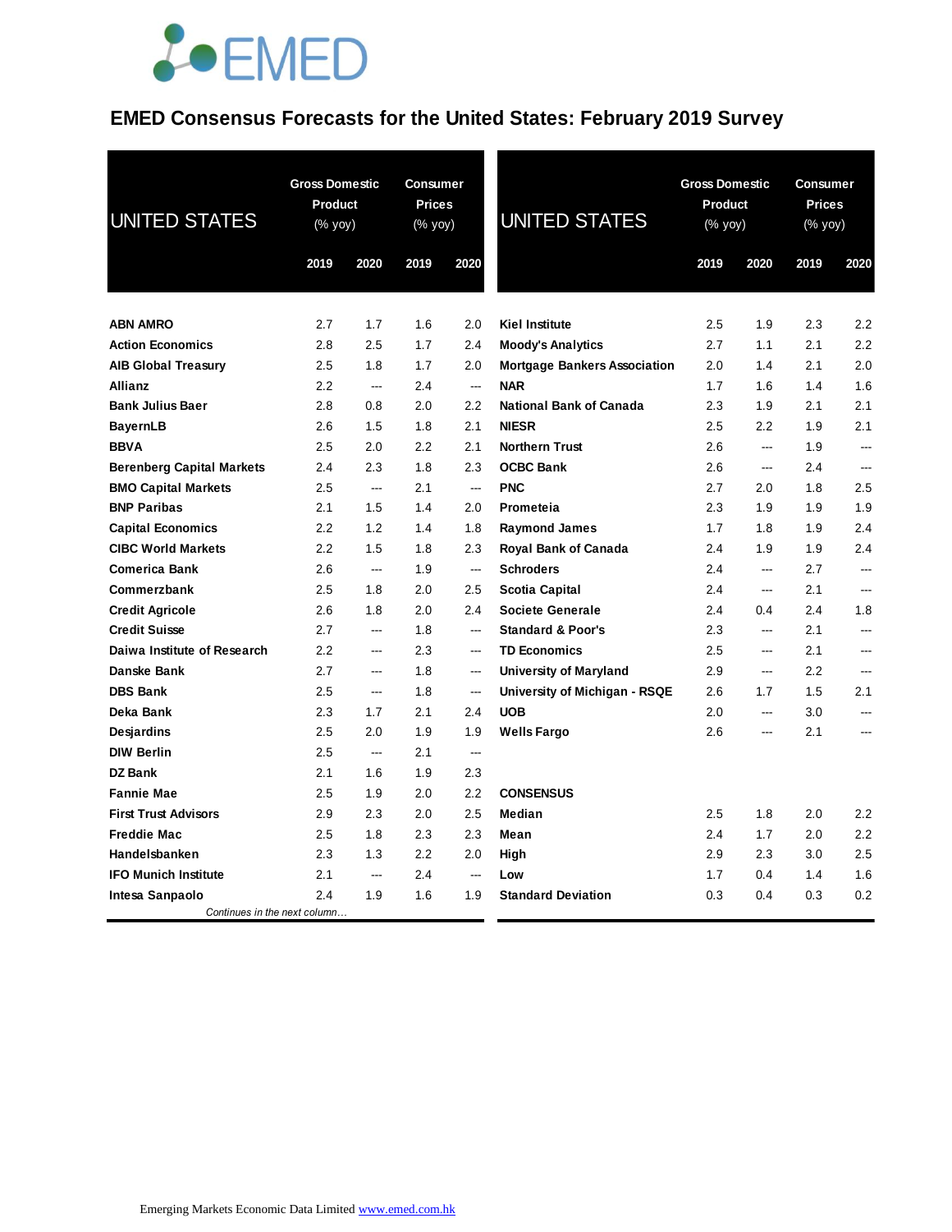# EMED Consensus Forecasts for the United States: February 2019 Survey

| UNITED STATES | Gross Domestic Product (% yoy) | | Consumer Prices (% yoy) | |
|---|---|---|---|---|
| | 2019 | 2020 | 2019 | 2020 |
| **ABN AMRO** | 2.7 | 1.7 | 1.6 | 2.0 |
| **Action Economics** | 2.8 | 2.5 | 1.7 | 2.4 |
| **AIB Global Treasury** | 2.5 | 1.8 | 1.7 | 2.0 |
| **Allianz** | 2.2 | --- | 2.4 | --- |
| **Bank Julius Baer** | 2.8 | 0.8 | 2.0 | 2.2 |
| **BayernLB** | 2.6 | 1.5 | 1.8 | 2.1 |
| **BBVA** | 2.5 | 2.0 | 2.2 | 2.1 |
| **Berenberg Capital Markets** | 2.4 | 2.3 | 1.8 | 2.3 |
| **BMO Capital Markets** | 2.5 | --- | 2.1 | --- |
| **BNP Paribas** | 2.1 | 1.5 | 1.4 | 2.0 |
| **Capital Economics** | 2.2 | 1.2 | 1.4 | 1.8 |
| **CIBC World Markets** | 2.2 | 1.5 | 1.8 | 2.3 |
| **Comerica Bank** | 2.6 | --- | 1.9 | --- |
| **Commerzbank** | 2.5 | 1.8 | 2.0 | 2.5 |
| **Credit Agricole** | 2.6 | 1.8 | 2.0 | 2.4 |
| **Credit Suisse** | 2.7 | --- | 1.8 | --- |
| **Daiwa Institute of Research** | 2.2 | --- | 2.3 | --- |
| **Danske Bank** | 2.7 | --- | 1.8 | --- |
| **DBS Bank** | 2.5 | --- | 1.8 | --- |
| **Deka Bank** | 2.3 | 1.7 | 2.1 | 2.4 |
| **Desjardins** | 2.5 | 2.0 | 1.9 | 1.9 |
| **DIW Berlin** | 2.5 | --- | 2.1 | --- |
| **DZ Bank** | 2.1 | 1.6 | 1.9 | 2.3 |
| **Fannie Mae** | 2.5 | 1.9 | 2.0 | 2.2 |
| **First Trust Advisors** | 2.9 | 2.3 | 2.0 | 2.5 |
| **Freddie Mac** | 2.5 | 1.8 | 2.3 | 2.3 |
| **Handelsbanken** | 2.3 | 1.3 | 2.2 | 2.0 |
| **IFO Munich Institute** | 2.1 | --- | 2.4 | --- |
| **Intesa Sanpaolo** | 2.4 | 1.9 | 1.6 | 1.9 |
| **Kiel Institute** | 2.5 | 1.9 | 2.3 | 2.2 |
| **Moody's Analytics** | 2.7 | 1.1 | 2.1 | 2.2 |
| **Mortgage Bankers Association** | 2.0 | 1.4 | 2.1 | 2.0 |
| **NAR** | 1.7 | 1.6 | 1.4 | 1.6 |
| **National Bank of Canada** | 2.3 | 1.9 | 2.1 | 2.1 |
| **NIESR** | 2.5 | 2.2 | 1.9 | 2.1 |
| **Northern Trust** | 2.6 | --- | 1.9 | --- |
| **OCBC Bank** | 2.6 | --- | 2.4 | --- |
| **PNC** | 2.7 | 2.0 | 1.8 | 2.5 |
| **Prometeia** | 2.3 | 1.9 | 1.9 | 1.9 |
| **Raymond James** | 1.7 | 1.8 | 1.9 | 2.4 |
| **Royal Bank of Canada** | 2.4 | 1.9 | 1.9 | 2.4 |
| **Schroders** | 2.4 | --- | 2.7 | --- |
| **Scotia Capital** | 2.4 | --- | 2.1 | --- |
| **Societe Generale** | 2.4 | 0.4 | 2.4 | 1.8 |
| **Standard & Poor's** | 2.3 | --- | 2.1 | --- |
| **TD Economics** | 2.5 | --- | 2.1 | --- |
| **University of Maryland** | 2.9 | --- | 2.2 | --- |
| **University of Michigan - RSQE** | 2.6 | 1.7 | 1.5 | 2.1 |
| **UOB** | 2.0 | --- | 3.0 | --- |
| **Wells Fargo** | 2.6 | --- | 2.1 | --- |
| **CONSENSUS** | | | | |
| **Median** | 2.5 | 1.8 | 2.0 | 2.2 |
| **Mean** | 2.4 | 1.7 | 2.0 | 2.2 |
| **High** | 2.9 | 2.3 | 3.0 | 2.5 |
| **Low** | 1.7 | 0.4 | 1.4 | 1.6 |
| **Standard Deviation** | 0.3 | 0.4 | 0.3 | 0.2 |

Emerging Markets Economic Data Limited [www.emed.com.hk](http://www.emed.com.hk)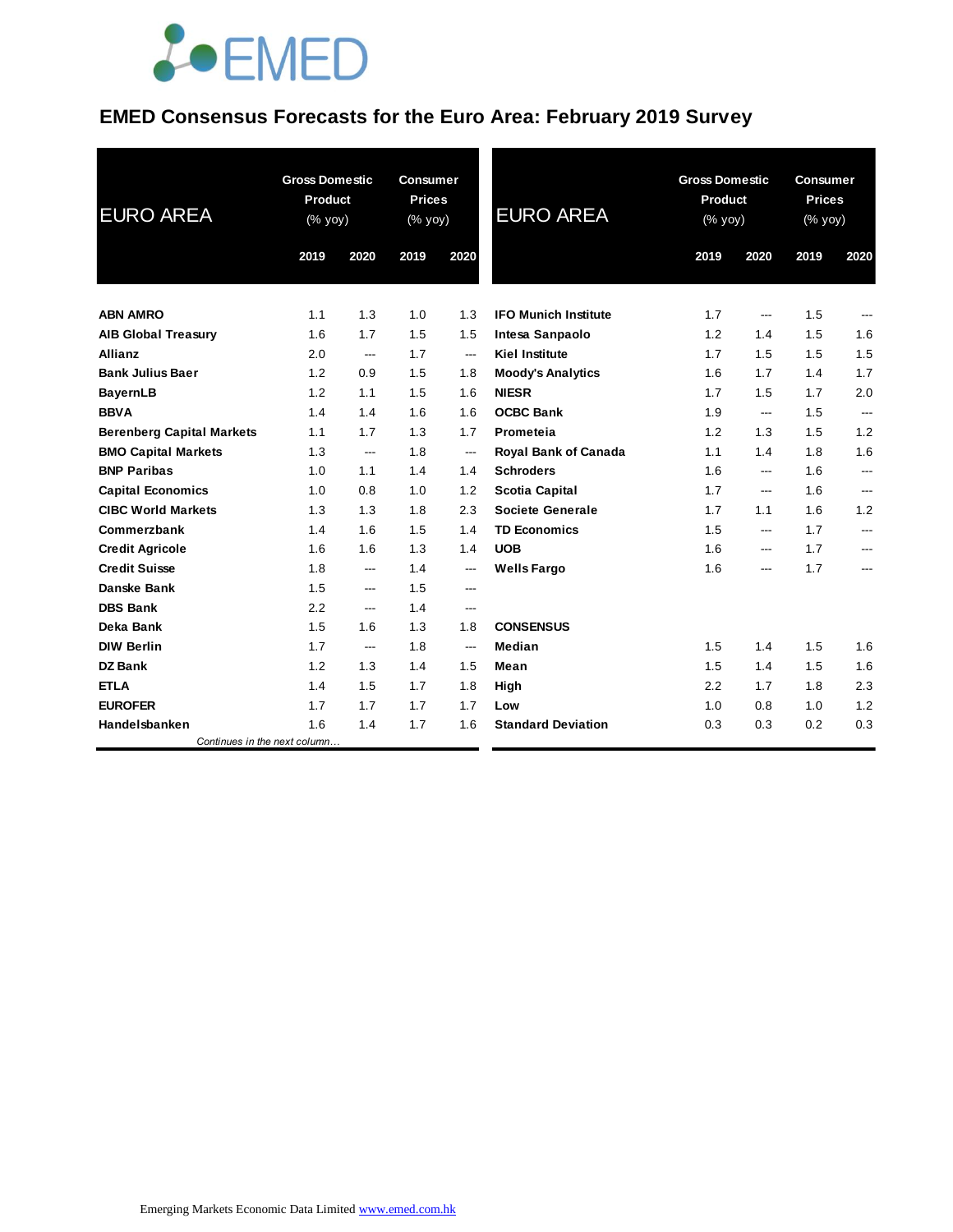# EMED Consensus Forecasts for the Euro Area: February 2019 Survey

| EURO AREA | Gross Domestic Product (% yoy) | | Consumer Prices (% yoy) | |
|---|---|---|---|---|
| | 2019 | 2020 | 2019 | 2020 |
| **ABN AMRO** | 1.1 | 1.3 | 1.0 | 1.3 |
| **AIB Global Treasury** | 1.6 | 1.7 | 1.5 | 1.5 |
| **Allianz** | 2.0 | --- | 1.7 | --- |
| **Bank Julius Baer** | 1.2 | 0.9 | 1.5 | 1.8 |
| **BayernLB** | 1.2 | 1.1 | 1.5 | 1.6 |
| **BBVA** | 1.4 | 1.4 | 1.6 | 1.6 |
| **Berenberg Capital Markets** | 1.1 | 1.7 | 1.3 | 1.7 |
| **BMO Capital Markets** | 1.3 | --- | 1.8 | --- |
| **BNP Paribas** | 1.0 | 1.1 | 1.4 | 1.4 |
| **Capital Economics** | 1.0 | 0.8 | 1.0 | 1.2 |
| **CIBC World Markets** | 1.3 | 1.3 | 1.8 | 2.3 |
| **Commerzbank** | 1.4 | 1.6 | 1.5 | 1.4 |
| **Credit Agricole** | 1.6 | 1.6 | 1.3 | 1.4 |
| **Credit Suisse** | 1.8 | --- | 1.4 | --- |
| **Danske Bank** | 1.5 | --- | 1.5 | --- |
| **DBS Bank** | 2.2 | --- | 1.4 | --- |
| **Deka Bank** | 1.5 | 1.6 | 1.3 | 1.8 |
| **DIW Berlin** | 1.7 | --- | 1.8 | --- |
| **DZ Bank** | 1.2 | 1.3 | 1.4 | 1.5 |
| **ETLA** | 1.4 | 1.5 | 1.7 | 1.8 |
| **EUROFER** | 1.7 | 1.7 | 1.7 | 1.7 |
| **Handelsbanken** | 1.6 | 1.4 | 1.7 | 1.6 |
| **IFO Munich Institute** | 1.7 | --- | 1.5 | --- |
| **Intesa Sanpaolo** | 1.2 | 1.4 | 1.5 | 1.6 |
| **Kiel Institute** | 1.7 | 1.5 | 1.5 | 1.5 |
| **Moody's Analytics** | 1.6 | 1.7 | 1.4 | 1.7 |
| **NIESR** | 1.7 | 1.5 | 1.7 | 2.0 |
| **OCBC Bank** | 1.9 | --- | 1.5 | --- |
| **Prometeia** | 1.2 | 1.3 | 1.5 | 1.2 |
| **Royal Bank of Canada** | 1.1 | 1.4 | 1.8 | 1.6 |
| **Schroders** | 1.6 | --- | 1.6 | --- |
| **Scotia Capital** | 1.7 | --- | 1.6 | --- |
| **Societe Generale** | 1.7 | 1.1 | 1.6 | 1.2 |
| **TD Economics** | 1.5 | --- | 1.7 | --- |
| **UOB** | 1.6 | --- | 1.7 | --- |
| **Wells Fargo** | 1.6 | --- | 1.7 | --- |
| **CONSENSUS** | | | | |
| **Median** | 1.5 | 1.4 | 1.5 | 1.6 |
| **Mean** | 1.5 | 1.4 | 1.5 | 1.6 |
| **High** | 2.2 | 1.7 | 1.8 | 2.3 |
| **Low** | 1.0 | 0.8 | 1.0 | 1.2 |
| **Standard Deviation** | 0.3 | 0.3 | 0.2 | 0.3 |

*Continues in the next column…*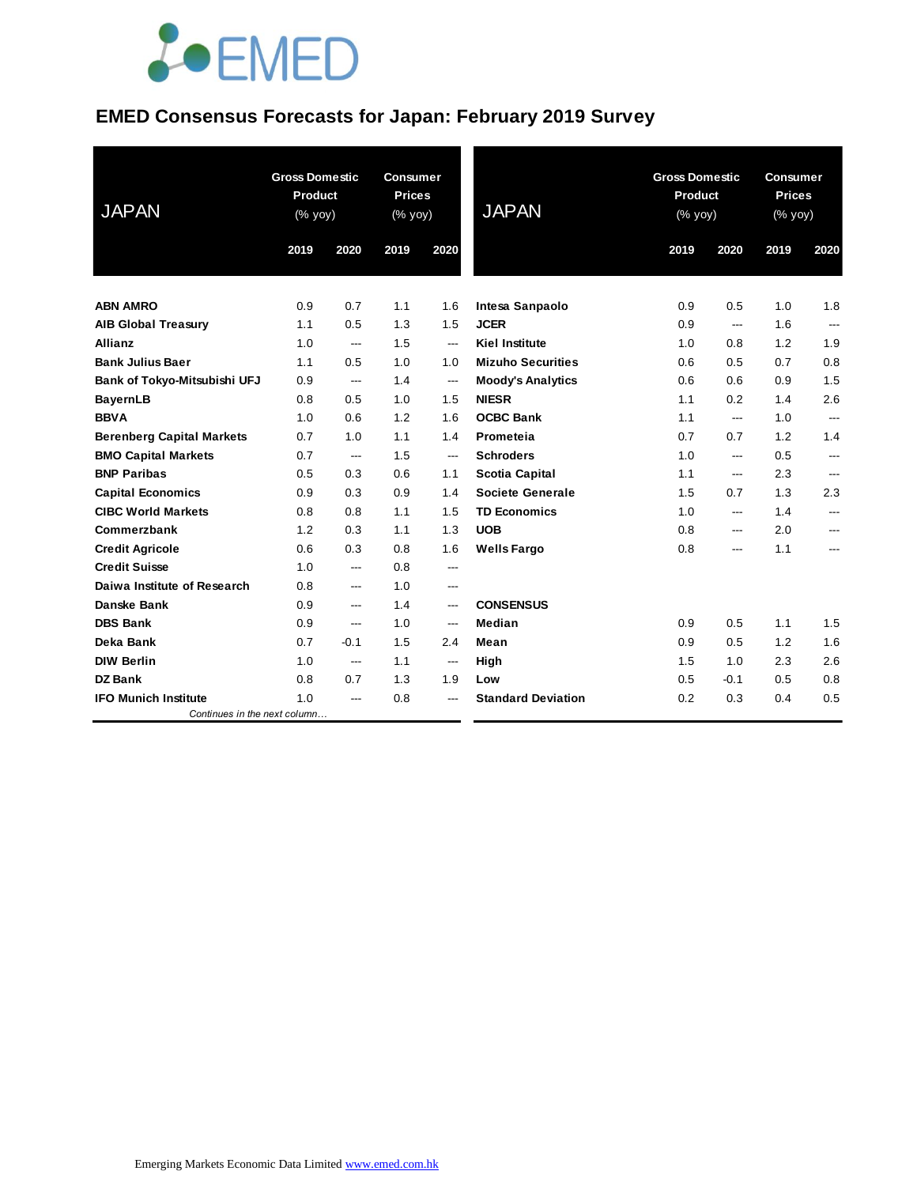# EMED Consensus Forecasts for Japan: February 2019 Survey

| JAPAN | Gross Domestic Product (% yoy) | | Consumer Prices (% yoy) | |
|---|---|---|---|---|
| | 2019 | 2020 | 2019 | 2020 |
| **ABN AMRO** | 0.9 | 0.7 | 1.1 | 1.6 |
| **AIB Global Treasury** | 1.1 | 0.5 | 1.3 | 1.5 |
| **Allianz** | 1.0 | --- | 1.5 | --- |
| **Bank Julius Baer** | 1.1 | 0.5 | 1.0 | 1.0 |
| **Bank of Tokyo-Mitsubishi UFJ** | 0.9 | --- | 1.4 | --- |
| **BayernLB** | 0.8 | 0.5 | 1.0 | 1.5 |
| **BBVA** | 1.0 | 0.6 | 1.2 | 1.6 |
| **Berenberg Capital Markets** | 0.7 | 1.0 | 1.1 | 1.4 |
| **BMO Capital Markets** | 0.7 | --- | 1.5 | --- |
| **BNP Paribas** | 0.5 | 0.3 | 0.6 | 1.1 |
| **Capital Economics** | 0.9 | 0.3 | 0.9 | 1.4 |
| **CIBC World Markets** | 0.8 | 0.8 | 1.1 | 1.5 |
| **Commerzbank** | 1.2 | 0.3 | 1.1 | 1.3 |
| **Credit Agricole** | 0.6 | 0.3 | 0.8 | 1.6 |
| **Credit Suisse** | 1.0 | --- | 0.8 | --- |
| **Daiwa Institute of Research** | 0.8 | --- | 1.0 | --- |
| **Danske Bank** | 0.9 | --- | 1.4 | --- |
| **DBS Bank** | 0.9 | --- | 1.0 | --- |
| **Deka Bank** | 0.7 | -0.1 | 1.5 | 2.4 |
| **DIW Berlin** | 1.0 | --- | 1.1 | --- |
| **DZ Bank** | 0.8 | 0.7 | 1.3 | 1.9 |
| **IFO Munich Institute** | 1.0 | --- | 0.8 | --- |
| **Intesa Sanpaolo** | 0.9 | 0.5 | 1.0 | 1.8 |
| **JCER** | 0.9 | --- | 1.6 | --- |
| **Kiel Institute** | 1.0 | 0.8 | 1.2 | 1.9 |
| **Mizuho Securities** | 0.6 | 0.5 | 0.7 | 0.8 |
| **Moody's Analytics** | 0.6 | 0.6 | 0.9 | 1.5 |
| **NIESR** | 1.1 | 0.2 | 1.4 | 2.6 |
| **OCBC Bank** | 1.1 | --- | 1.0 | --- |
| **Prometeia** | 0.7 | 0.7 | 1.2 | 1.4 |
| **Schroders** | 1.0 | --- | 0.5 | --- |
| **Scotia Capital** | 1.1 | --- | 2.3 | --- |
| **Societe Generale** | 1.5 | 0.7 | 1.3 | 2.3 |
| **TD Economics** | 1.0 | --- | 1.4 | --- |
| **UOB** | 0.8 | --- | 2.0 | --- |
| **Wells Fargo** | 0.8 | --- | 1.1 | --- |
| **CONSENSUS** | | | | |
| **Median** | 0.9 | 0.5 | 1.1 | 1.5 |
| **Mean** | 0.9 | 0.5 | 1.2 | 1.6 |
| **High** | 1.5 | 1.0 | 2.3 | 2.6 |
| **Low** | 0.5 | -0.1 | 0.5 | 0.8 |
| **Standard Deviation** | 0.2 | 0.3 | 0.4 | 0.5 |

Emerging Markets Economic Data Limited www.emed.com.hk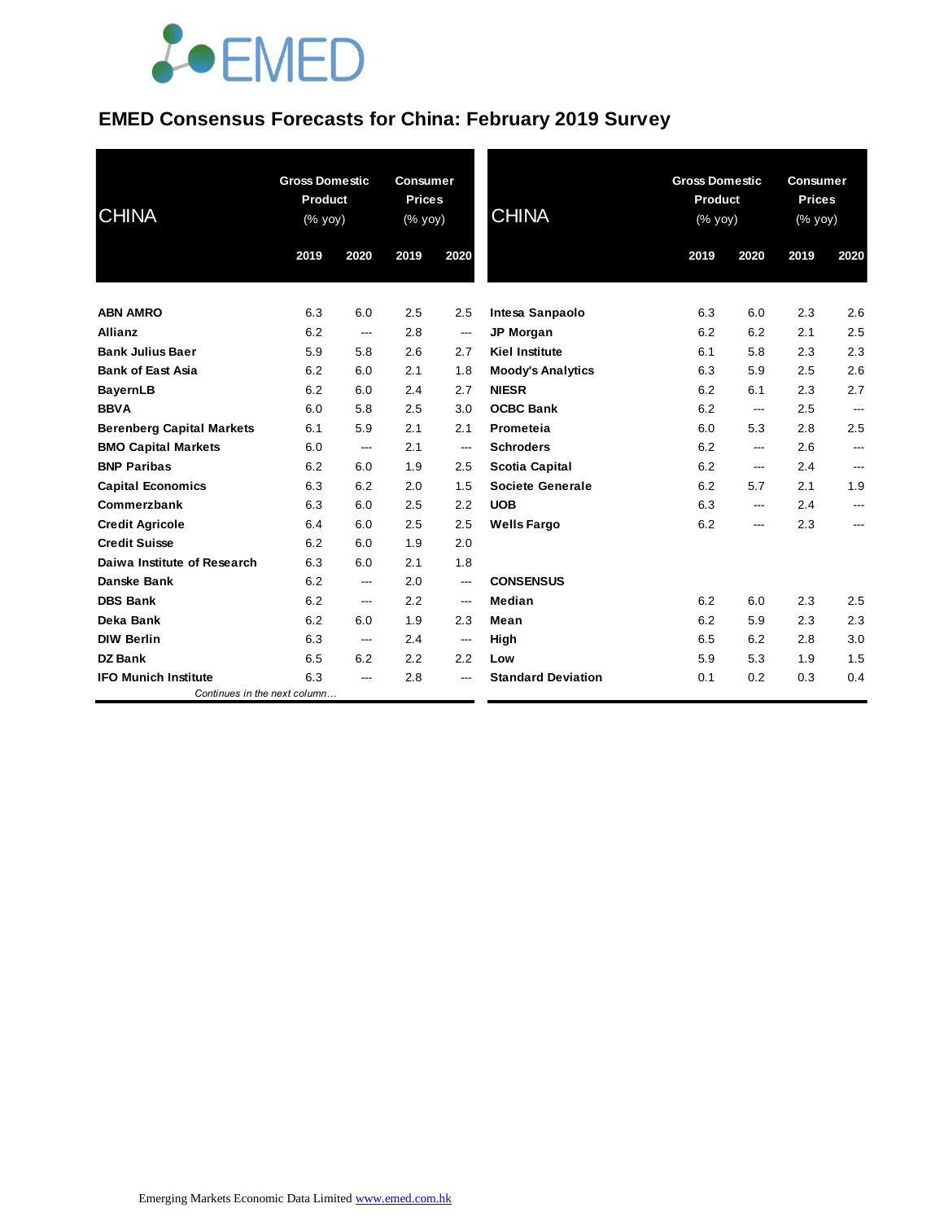# EMED Consensus Forecasts for China: February 2019 Survey

| CHINA | Gross Domestic Product (% yoy) | | Consumer Prices (% yoy) | |
|---|---|---|---|---|
| | 2019 | 2020 | 2019 | 2020 |
| **ABN AMRO** | 6.3 | 6.0 | 2.5 | 2.5 |
| **Allianz** | 6.2 | --- | 2.8 | --- |
| **Bank Julius Baer** | 5.9 | 5.8 | 2.6 | 2.7 |
| **Bank of East Asia** | 6.2 | 6.0 | 2.1 | 1.8 |
| **BayernLB** | 6.2 | 6.0 | 2.4 | 2.7 |
| **BBVA** | 6.0 | 5.8 | 2.5 | 3.0 |
| **Berenberg Capital Markets** | 6.1 | 5.9 | 2.1 | 2.1 |
| **BMO Capital Markets** | 6.0 | --- | 2.1 | --- |
| **BNP Paribas** | 6.2 | 6.0 | 1.9 | 2.5 |
| **Capital Economics** | 6.3 | 6.2 | 2.0 | 1.5 |
| **Commerzbank** | 6.3 | 6.0 | 2.5 | 2.2 |
| **Credit Agricole** | 6.4 | 6.0 | 2.5 | 2.5 |
| **Credit Suisse** | 6.2 | 6.0 | 1.9 | 2.0 |
| **Daiwa Institute of Research** | 6.3 | 6.0 | 2.1 | 1.8 |
| **Danske Bank** | 6.2 | --- | 2.0 | --- |
| **DBS Bank** | 6.2 | --- | 2.2 | --- |
| **Deka Bank** | 6.2 | 6.0 | 1.9 | 2.3 |
| **DIW Berlin** | 6.3 | --- | 2.4 | --- |
| **DZ Bank** | 6.5 | 6.2 | 2.2 | 2.2 |
| **IFO Munich Institute** | 6.3 | --- | 2.8 | --- |
| **Intesa Sanpaolo** | 6.3 | 6.0 | 2.3 | 2.6 |
| **JP Morgan** | 6.2 | 6.2 | 2.1 | 2.5 |
| **Kiel Institute** | 6.1 | 5.8 | 2.3 | 2.3 |
| **Moody's Analytics** | 6.3 | 5.9 | 2.5 | 2.6 |
| **NIESR** | 6.2 | 6.1 | 2.3 | 2.7 |
| **OCBC Bank** | 6.2 | --- | 2.5 | --- |
| **Prometeia** | 6.0 | 5.3 | 2.8 | 2.5 |
| **Schroders** | 6.2 | --- | 2.6 | --- |
| **Scotia Capital** | 6.2 | --- | 2.4 | --- |
| **Societe Generale** | 6.2 | 5.7 | 2.1 | 1.9 |
| **UOB** | 6.3 | --- | 2.4 | --- |
| **Wells Fargo** | 6.2 | --- | 2.3 | --- |
| | | | | |
| **CONSENSUS** | | | | |
| **Median** | 6.2 | 6.0 | 2.3 | 2.5 |
| **Mean** | 6.2 | 5.9 | 2.3 | 2.3 |
| **High** | 6.5 | 6.2 | 2.8 | 3.0 |
| **Low** | 5.9 | 5.3 | 1.9 | 1.5 |
| **Standard Deviation** | 0.1 | 0.2 | 0.3 | 0.4 |

*Continues in the next column…*

Emerging Markets Economic Data Limited www.emed.com.hk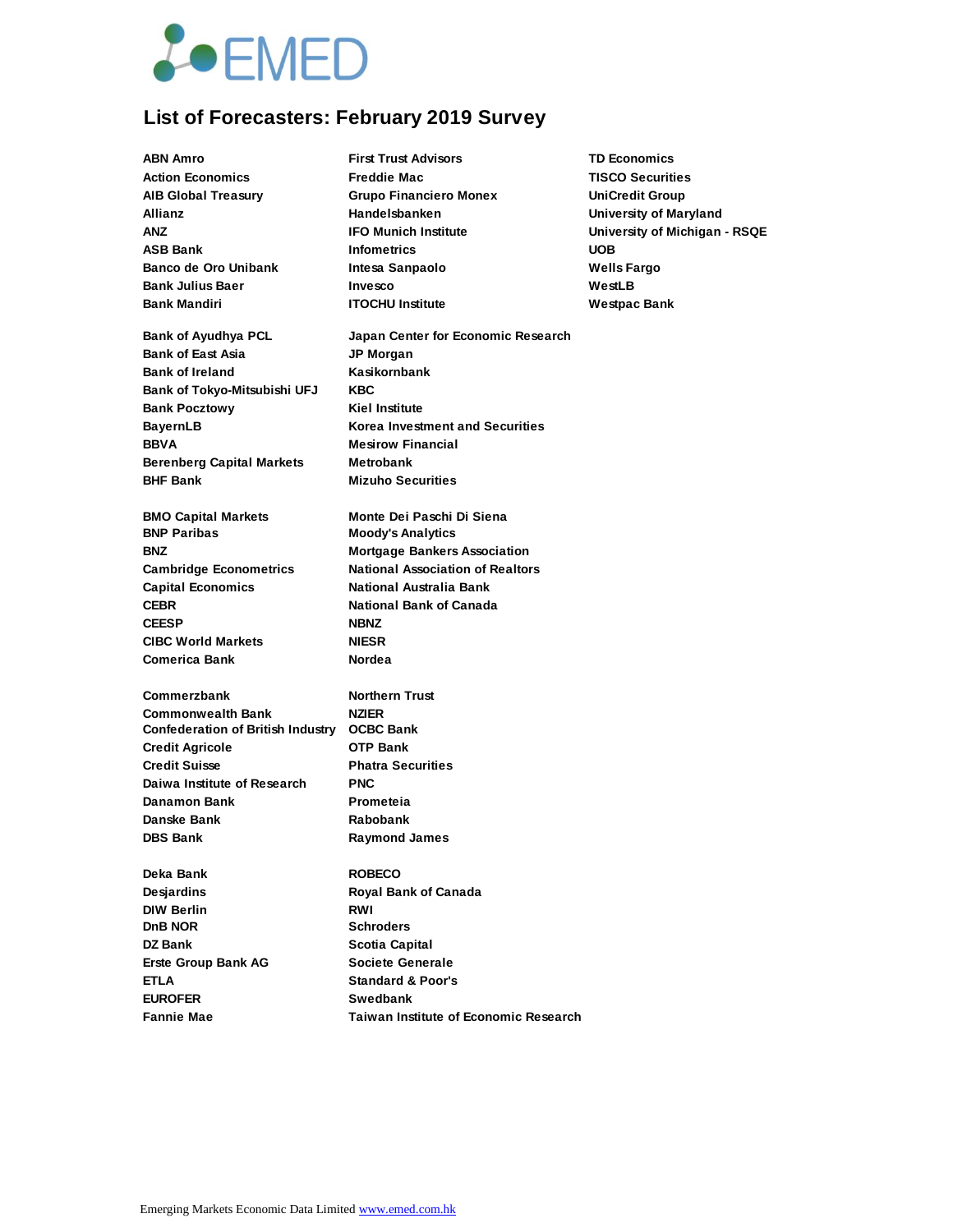EMED

## List of Forecasters: February 2019 Survey

ABN Amro
Action Economics
AIB Global Treasury
Allianz
ANZ
ASB Bank
Banco de Oro Unibank
Bank Julius Baer
Bank Mandiri

Bank of Ayudhya PCL
Bank of East Asia
Bank of Ireland
Bank of Tokyo-Mitsubishi UFJ
Bank Pocztowy
BayernLB
BBVA
Berenberg Capital Markets
BHF Bank

BMO Capital Markets
BNP Paribas
BNZ
Cambridge Econometrics
Capital Economics
CEBR
CEESP
CIBC World Markets
Comerica Bank

Commerzbank
Commonwealth Bank
Confederation of British Industry
Credit Agricole
Credit Suisse
Daiwa Institute of Research
Danamon Bank
Danske Bank
DBS Bank

Deka Bank
Desjardins
DIW Berlin
DnB NOR
DZ Bank
Erste Group Bank AG
ETLA
EUROFER
Fannie Mae

First Trust Advisors
Freddie Mac
Grupo Financiero Monex
Handelsbanken
IFO Munich Institute
Infometrics
Intesa Sanpaolo
Invesco
ITOCHU Institute

Japan Center for Economic Research
JP Morgan
Kasikornbank
KBC
Kiel Institute
Korea Investment and Securities
Mesirow Financial
Metrobank
Mizuho Securities

Monte Dei Paschi Di Siena
Moody's Analytics
Mortgage Bankers Association
National Association of Realtors
National Australia Bank
National Bank of Canada
NBNZ
NIESR
Nordea

Northern Trust
NZIER
OCBC Bank
OTP Bank
Phatra Securities
PNC
Prometeia
Rabobank
Raymond James

ROBECO
Royal Bank of Canada
RWI
Schroders
Scotia Capital
Societe Generale
Standard & Poor's
Swedbank
Taiwan Institute of Economic Research

TD Economics
TISCO Securities
UniCredit Group
University of Maryland
University of Michigan - RSQE
UOB
Wells Fargo
WestLB
Westpac Bank

Emerging Markets Economic Data Limited www.emed.com.hk